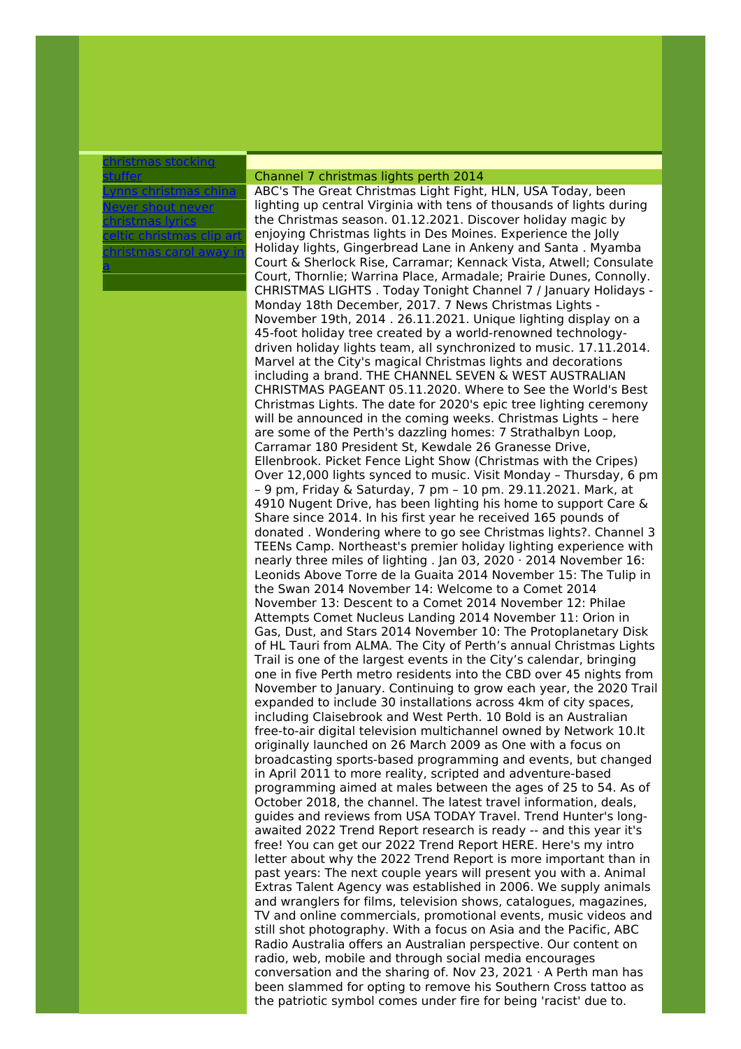- [christmas stocking stuffer]()
- [Lynns christmas china]()
- [Never shout never christmas lyrics]()
- [celtic christmas clip art]()
- [christmas carol away in a]()

## Channel 7 christmas lights perth 2014

ABC's The Great Christmas Light Fight, HLN, USA Today, been lighting up central Virginia with tens of thousands of lights during the Christmas season. 01.12.2021. Discover holiday magic by enjoying Christmas lights in Des Moines. Experience the Jolly Holiday lights, Gingerbread Lane in Ankeny and Santa . Myamba Court & Sherlock Rise, Carramar; Kennack Vista, Atwell; Consulate Court, Thornlie; Warrina Place, Armadale; Prairie Dunes, Connolly. CHRISTMAS LIGHTS . Today Tonight Channel 7 / January Holidays - Monday 18th December, 2017. 7 News Christmas Lights - November 19th, 2014 . 26.11.2021. Unique lighting display on a 45-foot holiday tree created by a world-renowned technology-driven holiday lights team, all synchronized to music. 17.11.2014. Marvel at the City's magical Christmas lights and decorations including a brand. THE CHANNEL SEVEN & WEST AUSTRALIAN CHRISTMAS PAGEANT 05.11.2020. Where to See the World's Best Christmas Lights. The date for 2020's epic tree lighting ceremony will be announced in the coming weeks. Christmas Lights – here are some of the Perth's dazzling homes: 7 Strathalbyn Loop, Carramar 180 President St, Kewdale 26 Granesse Drive, Ellenbrook. Picket Fence Light Show (Christmas with the Cripes) Over 12,000 lights synced to music. Visit Monday – Thursday, 6 pm – 9 pm, Friday & Saturday, 7 pm – 10 pm. 29.11.2021. Mark, at 4910 Nugent Drive, has been lighting his home to support Care & Share since 2014. In his first year he received 165 pounds of donated . Wondering where to go see Christmas lights?. Channel 3 TEENs Camp. Northeast's premier holiday lighting experience with nearly three miles of lighting . Jan 03, 2020 · 2014 November 16: Leonids Above Torre de la Guaita 2014 November 15: The Tulip in the Swan 2014 November 14: Welcome to a Comet 2014 November 13: Descent to a Comet 2014 November 12: Philae Attempts Comet Nucleus Landing 2014 November 11: Orion in Gas, Dust, and Stars 2014 November 10: The Protoplanetary Disk of HL Tauri from ALMA. The City of Perth's annual Christmas Lights Trail is one of the largest events in the City's calendar, bringing one in five Perth metro residents into the CBD over 45 nights from November to January. Continuing to grow each year, the 2020 Trail expanded to include 30 installations across 4km of city spaces, including Claisebrook and West Perth. 10 Bold is an Australian free-to-air digital television multichannel owned by Network 10.It originally launched on 26 March 2009 as One with a focus on broadcasting sports-based programming and events, but changed in April 2011 to more reality, scripted and adventure-based programming aimed at males between the ages of 25 to 54. As of October 2018, the channel. The latest travel information, deals, guides and reviews from USA TODAY Travel. Trend Hunter's long-awaited 2022 Trend Report research is ready -- and this year it's free! You can get our 2022 Trend Report HERE. Here's my intro letter about why the 2022 Trend Report is more important than in past years: The next couple years will present you with a. Animal Extras Talent Agency was established in 2006. We supply animals and wranglers for films, television shows, catalogues, magazines, TV and online commercials, promotional events, music videos and still shot photography. With a focus on Asia and the Pacific, ABC Radio Australia offers an Australian perspective. Our content on radio, web, mobile and through social media encourages conversation and the sharing of. Nov 23, 2021 · A Perth man has been slammed for opting to remove his Southern Cross tattoo as the patriotic symbol comes under fire for being 'racist' due to.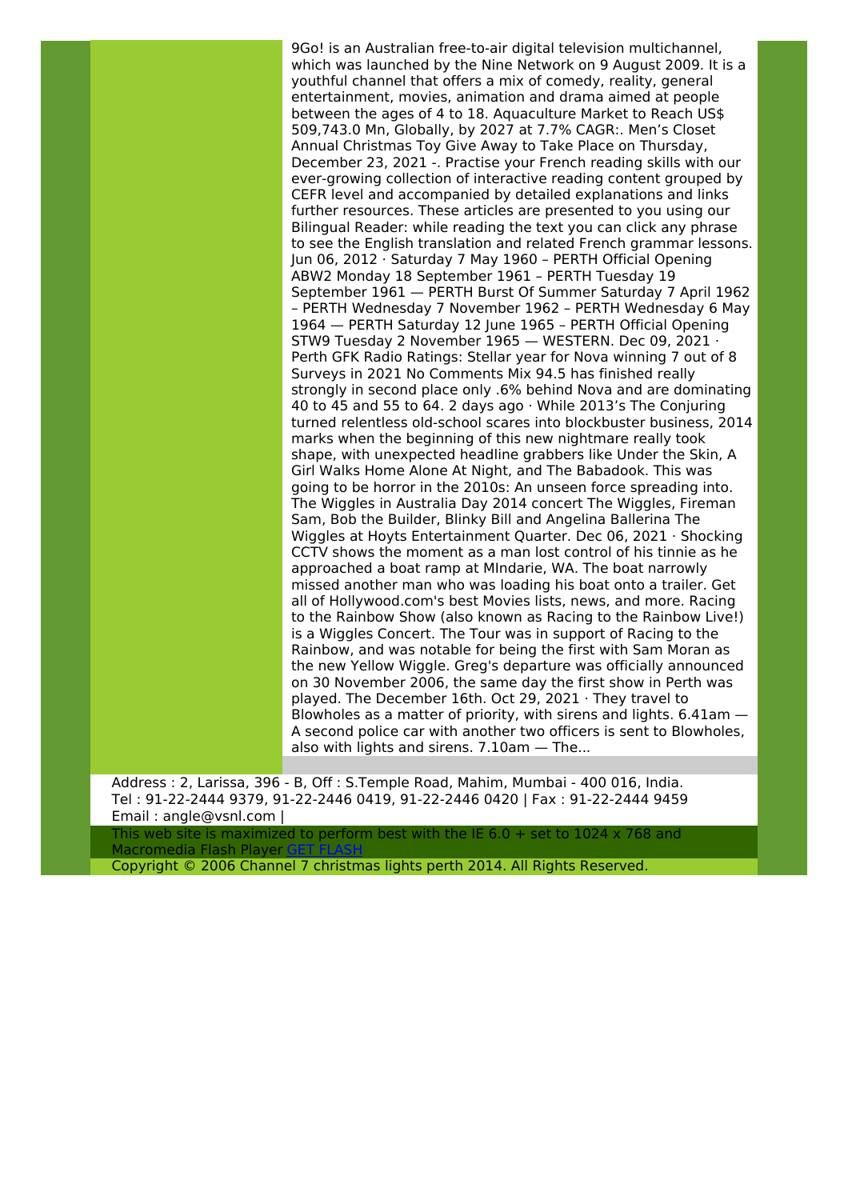9Go! is an Australian free-to-air digital television multichannel, which was launched by the Nine Network on 9 August 2009. It is a youthful channel that offers a mix of comedy, reality, general entertainment, movies, animation and drama aimed at people between the ages of 4 to 18. Aquaculture Market to Reach US$ 509,743.0 Mn, Globally, by 2027 at 7.7% CAGR:. Men's Closet Annual Christmas Toy Give Away to Take Place on Thursday, December 23, 2021 -. Practise your French reading skills with our ever-growing collection of interactive reading content grouped by CEFR level and accompanied by detailed explanations and links further resources. These articles are presented to you using our Bilingual Reader: while reading the text you can click any phrase to see the English translation and related French grammar lessons. Jun 06, 2012 · Saturday 7 May 1960 – PERTH Official Opening ABW2 Monday 18 September 1961 – PERTH Tuesday 19 September 1961 — PERTH Burst Of Summer Saturday 7 April 1962 – PERTH Wednesday 7 November 1962 – PERTH Wednesday 6 May 1964 — PERTH Saturday 12 June 1965 – PERTH Official Opening STW9 Tuesday 2 November 1965 — WESTERN. Dec 09, 2021 · Perth GFK Radio Ratings: Stellar year for Nova winning 7 out of 8 Surveys in 2021 No Comments Mix 94.5 has finished really strongly in second place only .6% behind Nova and are dominating 40 to 45 and 55 to 64. 2 days ago · While 2013's The Conjuring turned relentless old-school scares into blockbuster business, 2014 marks when the beginning of this new nightmare really took shape, with unexpected headline grabbers like Under the Skin, A Girl Walks Home Alone At Night, and The Babadook. This was going to be horror in the 2010s: An unseen force spreading into. The Wiggles in Australia Day 2014 concert The Wiggles, Fireman Sam, Bob the Builder, Blinky Bill and Angelina Ballerina The Wiggles at Hoyts Entertainment Quarter. Dec 06, 2021 · Shocking CCTV shows the moment as a man lost control of his tinnie as he approached a boat ramp at MIndarie, WA. The boat narrowly missed another man who was loading his boat onto a trailer. Get all of Hollywood.com's best Movies lists, news, and more. Racing to the Rainbow Show (also known as Racing to the Rainbow Live!) is a Wiggles Concert. The Tour was in support of Racing to the Rainbow, and was notable for being the first with Sam Moran as the new Yellow Wiggle. Greg's departure was officially announced on 30 November 2006, the same day the first show in Perth was played. The December 16th. Oct 29, 2021 · They travel to Blowholes as a matter of priority, with sirens and lights. 6.41am — A second police car with another two officers is sent to Blowholes, also with lights and sirens. 7.10am — The...

Address : 2, Larissa, 396 - B, Off : S.Temple Road, Mahim, Mumbai - 400 016, India.
Tel : 91-22-2444 9379, 91-22-2446 0419, 91-22-2446 0420 | Fax : 91-22-2444 9459
Email : angle@vsnl.com |

This web site is maximized to perform best with the IE 6.0 + set to 1024 x 768 and Macromedia Flash Player GET FLASH

Copyright © 2006 Channel 7 christmas lights perth 2014. All Rights Reserved.